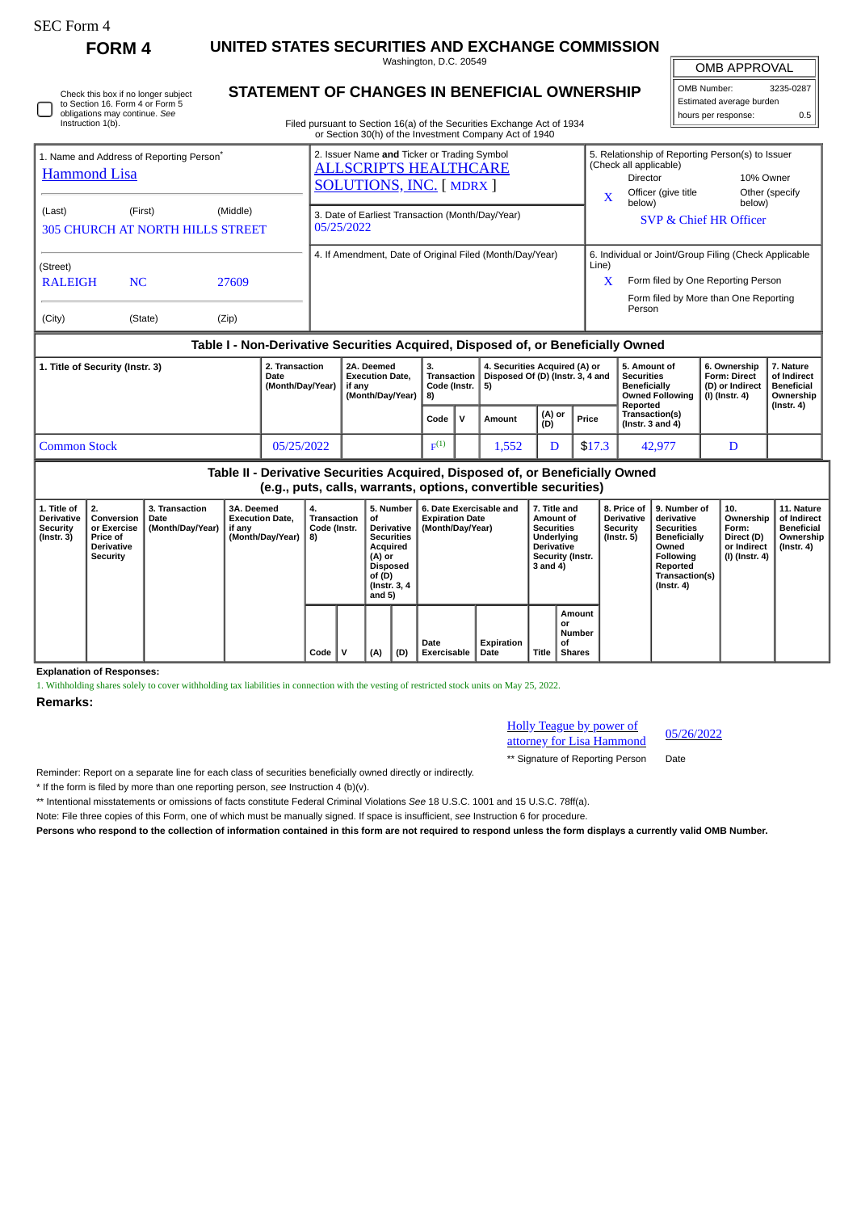SEC Form 4

# FORM 4

## UNITED STATES SECURITIES AND EXCHANGE COMMISSION

Washington, D.C. 20549

## STATEMENT OF CHANGES IN BENEFICIAL OWNERSHIP

Filed pursuant to Section 16(a) of the Securities Exchange Act of 1934 or Section 30(h) of the Investment Company Act of 1940

| OMB APPROVAL | |
|---|---|
| OMB Number: | 3235-0287 |
| Estimated average burden | |
| hours per response: | 0.5 |

☐ Check this box if no longer subject to Section 16. Form 4 or Form 5 obligations may continue. *See* Instruction 1(b).

1. Name and Address of Reporting Person*
Hammond Lisa

(Last) (First) (Middle)
305 CHURCH AT NORTH HILLS STREET

(Street)
RALEIGH NC 27609

(City) (State) (Zip)

2. Issuer Name **and** Ticker or Trading Symbol
ALLSCRIPTS HEALTHCARE SOLUTIONS, INC. [ MDRX ]

3. Date of Earliest Transaction (Month/Day/Year)
05/25/2022

4. If Amendment, Date of Original Filed (Month/Day/Year)

5. Relationship of Reporting Person(s) to Issuer (Check all applicable)
Director
10% Owner
X Officer (give title below)
Other (specify below)
SVP & Chief HR Officer

6. Individual or Joint/Group Filing (Check Applicable Line)
X Form filed by One Reporting Person
Form filed by More than One Reporting Person

### Table I - Non-Derivative Securities Acquired, Disposed of, or Beneficially Owned

| 1. Title of Security (Instr. 3) | 2. Transaction Date (Month/Day/Year) | 2A. Deemed Execution Date, if any (Month/Day/Year) | 3. Transaction Code (Instr. 8) | | 4. Securities Acquired (A) or Disposed Of (D) (Instr. 3, 4 and 5) | | | 5. Amount of Securities Beneficially Owned Following Reported Transaction(s) (Instr. 3 and 4) | 6. Ownership Form: Direct (D) or Indirect (I) (Instr. 4) | 7. Nature of Indirect Beneficial Ownership (Instr. 4) |
|---|---|---|---|---|---|---|---|---|---|---|
| | | | Code | V | Amount | (A) or (D) | Price | | | |
| Common Stock | 05/25/2022 | | F[1] | | 1,552 | D | $17.3 | 42,977 | D | |

### Table II - Derivative Securities Acquired, Disposed of, or Beneficially Owned (e.g., puts, calls, warrants, options, convertible securities)

| 1. Title of Derivative Security (Instr. 3) | 2. Conversion or Exercise Price of Derivative Security | 3. Transaction Date (Month/Day/Year) | 3A. Deemed Execution Date, if any (Month/Day/Year) | 4. Transaction Code (Instr. 8) | | 5. Number of Derivative Securities Acquired (A) or Disposed of (D) (Instr. 3, 4 and 5) | | 6. Date Exercisable and Expiration Date (Month/Day/Year) | | 7. Title and Amount of Securities Underlying Derivative Security (Instr. 3 and 4) | | 8. Price of Derivative Security (Instr. 5) | 9. Number of derivative Securities Beneficially Owned Following Reported Transaction(s) (Instr. 4) | 10. Ownership Form: Direct (D) or Indirect (I) (Instr. 4) | 11. Nature of Indirect Beneficial Ownership (Instr. 4) |
|---|---|---|---|---|---|---|---|---|---|---|---|---|---|---|---|
| | | | | Code | V | (A) | (D) | Date Exercisable | Expiration Date | Title | Amount or Number of Shares | | | | |

**Explanation of Responses:**

1. Withholding shares solely to cover withholding tax liabilities in connection with the vesting of restricted stock units on May 25, 2022.

**Remarks:**

Holly Teague by power of attorney for Lisa Hammond — 05/26/2022

** Signature of Reporting Person — Date

Reminder: Report on a separate line for each class of securities beneficially owned directly or indirectly.

* If the form is filed by more than one reporting person, *see* Instruction 4 (b)(v).

** Intentional misstatements or omissions of facts constitute Federal Criminal Violations *See* 18 U.S.C. 1001 and 15 U.S.C. 78ff(a).

Note: File three copies of this Form, one of which must be manually signed. If space is insufficient, *see* Instruction 6 for procedure.

**Persons who respond to the collection of information contained in this form are not required to respond unless the form displays a currently valid OMB Number.**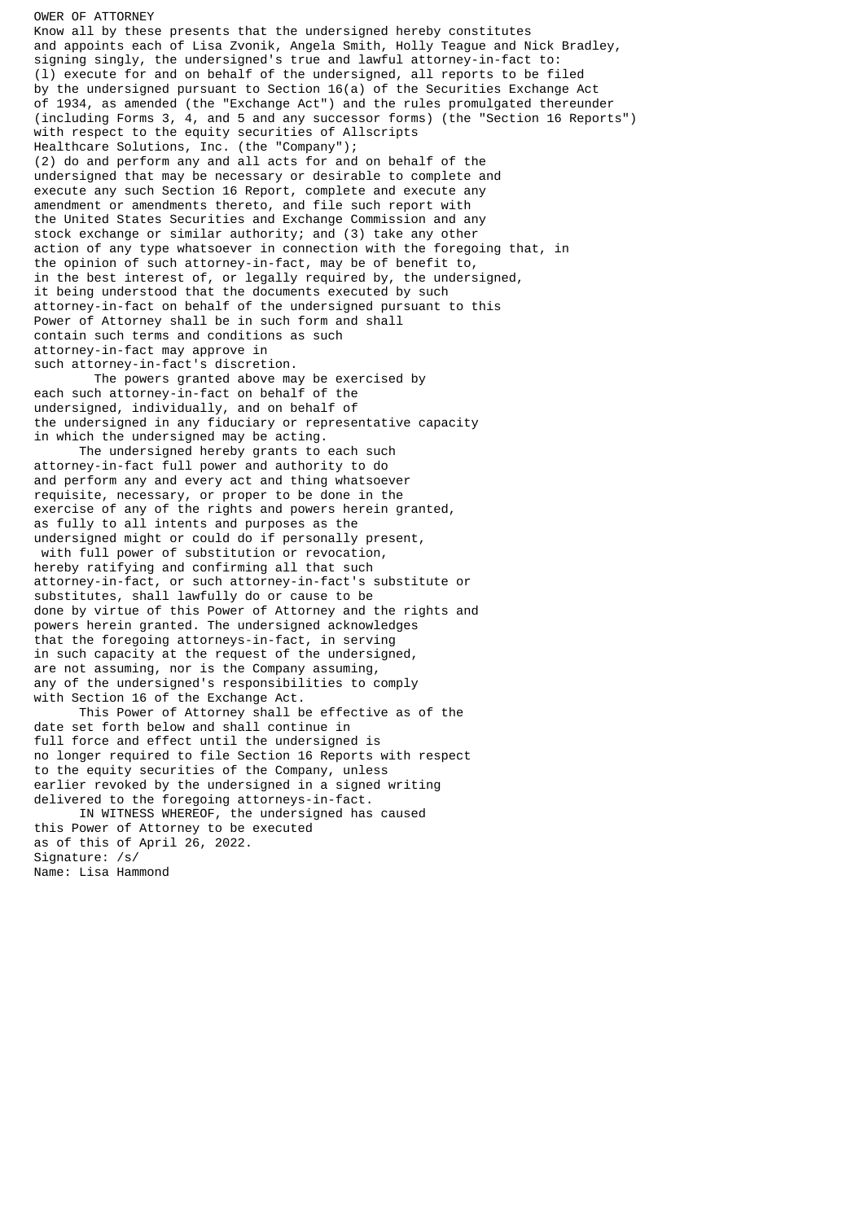OWER OF ATTORNEY

Know all by these presents that the undersigned hereby constitutes and appoints each of Lisa Zvonik, Angela Smith, Holly Teague and Nick Bradley, signing singly, the undersigned's true and lawful attorney-in-fact to:

(l) execute for and on behalf of the undersigned, all reports to be filed by the undersigned pursuant to Section 16(a) of the Securities Exchange Act of 1934, as amended (the "Exchange Act") and the rules promulgated thereunder (including Forms 3, 4, and 5 and any successor forms) (the "Section 16 Reports") with respect to the equity securities of Allscripts Healthcare Solutions, Inc. (the "Company");

(2) do and perform any and all acts for and on behalf of the undersigned that may be necessary or desirable to complete and execute any such Section 16 Report, complete and execute any amendment or amendments thereto, and file such report with the United States Securities and Exchange Commission and any stock exchange or similar authority; and (3) take any other action of any type whatsoever in connection with the foregoing that, in the opinion of such attorney-in-fact, may be of benefit to, in the best interest of, or legally required by, the undersigned, it being understood that the documents executed by such attorney-in-fact on behalf of the undersigned pursuant to this Power of Attorney shall be in such form and shall contain such terms and conditions as such attorney-in-fact may approve in such attorney-in-fact's discretion.

The powers granted above may be exercised by each such attorney-in-fact on behalf of the undersigned, individually, and on behalf of the undersigned in any fiduciary or representative capacity in which the undersigned may be acting.

The undersigned hereby grants to each such attorney-in-fact full power and authority to do and perform any and every act and thing whatsoever requisite, necessary, or proper to be done in the exercise of any of the rights and powers herein granted, as fully to all intents and purposes as the undersigned might or could do if personally present, with full power of substitution or revocation, hereby ratifying and confirming all that such attorney-in-fact, or such attorney-in-fact's substitute or substitutes, shall lawfully do or cause to be done by virtue of this Power of Attorney and the rights and powers herein granted. The undersigned acknowledges that the foregoing attorneys-in-fact, in serving in such capacity at the request of the undersigned, are not assuming, nor is the Company assuming, any of the undersigned's responsibilities to comply with Section 16 of the Exchange Act.

This Power of Attorney shall be effective as of the date set forth below and shall continue in full force and effect until the undersigned is no longer required to file Section 16 Reports with respect to the equity securities of the Company, unless earlier revoked by the undersigned in a signed writing delivered to the foregoing attorneys-in-fact.

IN WITNESS WHEREOF, the undersigned has caused this Power of Attorney to be executed as of this of April 26, 2022.

Signature: /s/

Name: Lisa Hammond